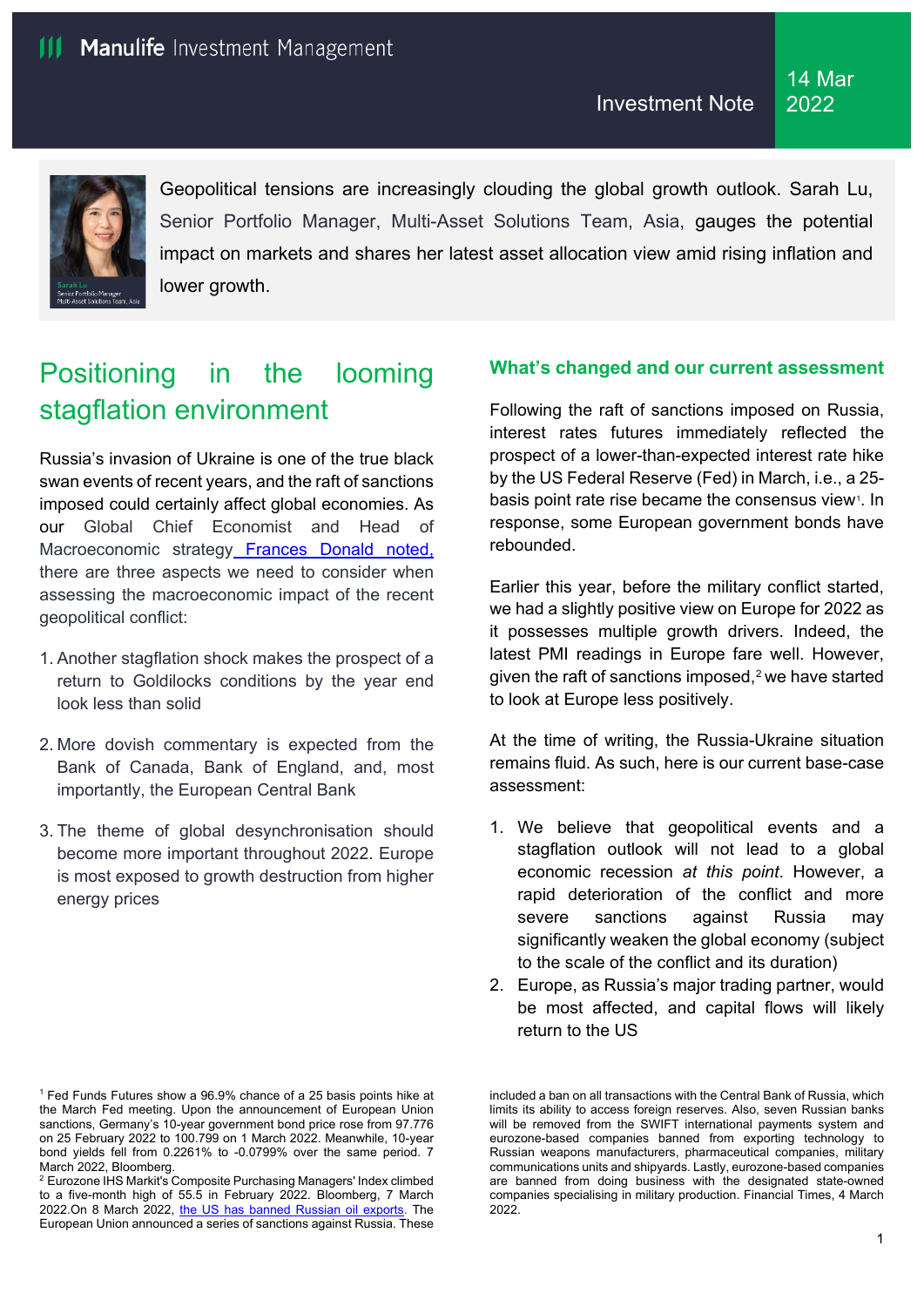Manulife Investment Management

Investment Note

14 Mar 2022

Geopolitical tensions are increasingly clouding the global growth outlook. Sarah Lu, Senior Portfolio Manager, Multi-Asset Solutions Team, Asia, gauges the potential impact on markets and shares her latest asset allocation view amid rising inflation and lower growth.

# Positioning in the looming stagflation environment

Russia's invasion of Ukraine is one of the true black swan events of recent years, and the raft of sanctions imposed could certainly affect global economies. As our Global Chief Economist and Head of Macroeconomic strategy Frances Donald noted, there are three aspects we need to consider when assessing the macroeconomic impact of the recent geopolitical conflict:

1. Another stagflation shock makes the prospect of a return to Goldilocks conditions by the year end look less than solid
2. More dovish commentary is expected from the Bank of Canada, Bank of England, and, most importantly, the European Central Bank
3. The theme of global desynchronisation should become more important throughout 2022. Europe is most exposed to growth destruction from higher energy prices

## What's changed and our current assessment

Following the raft of sanctions imposed on Russia, interest rates futures immediately reflected the prospect of a lower-than-expected interest rate hike by the US Federal Reserve (Fed) in March, i.e., a 25-basis point rate rise became the consensus view[1]. In response, some European government bonds have rebounded.

Earlier this year, before the military conflict started, we had a slightly positive view on Europe for 2022 as it possesses multiple growth drivers. Indeed, the latest PMI readings in Europe fare well. However, given the raft of sanctions imposed,[2] we have started to look at Europe less positively.

At the time of writing, the Russia-Ukraine situation remains fluid. As such, here is our current base-case assessment:

1. We believe that geopolitical events and a stagflation outlook will not lead to a global economic recession *at this point*. However, a rapid deterioration of the conflict and more severe sanctions against Russia may significantly weaken the global economy (subject to the scale of the conflict and its duration)
2. Europe, as Russia's major trading partner, would be most affected, and capital flows will likely return to the US

---

[1] Fed Funds Futures show a 96.9% chance of a 25 basis points hike at the March Fed meeting. Upon the announcement of European Union sanctions, Germany's 10-year government bond price rose from 97.776 on 25 February 2022 to 100.799 on 1 March 2022. Meanwhile, 10-year bond yields fell from 0.2261% to -0.0799% over the same period. 7 March 2022, Bloomberg.

[2] Eurozone IHS Markit's Composite Purchasing Managers' Index climbed to a five-month high of 55.5 in February 2022. Bloomberg, 7 March 2022.On 8 March 2022, the US has banned Russian oil exports. The European Union announced a series of sanctions against Russia. These included a ban on all transactions with the Central Bank of Russia, which limits its ability to access foreign reserves. Also, seven Russian banks will be removed from the SWIFT international payments system and eurozone-based companies banned from exporting technology to Russian weapons manufacturers, pharmaceutical companies, military communications units and shipyards. Lastly, eurozone-based companies are banned from doing business with the designated state-owned companies specialising in military production. Financial Times, 4 March 2022.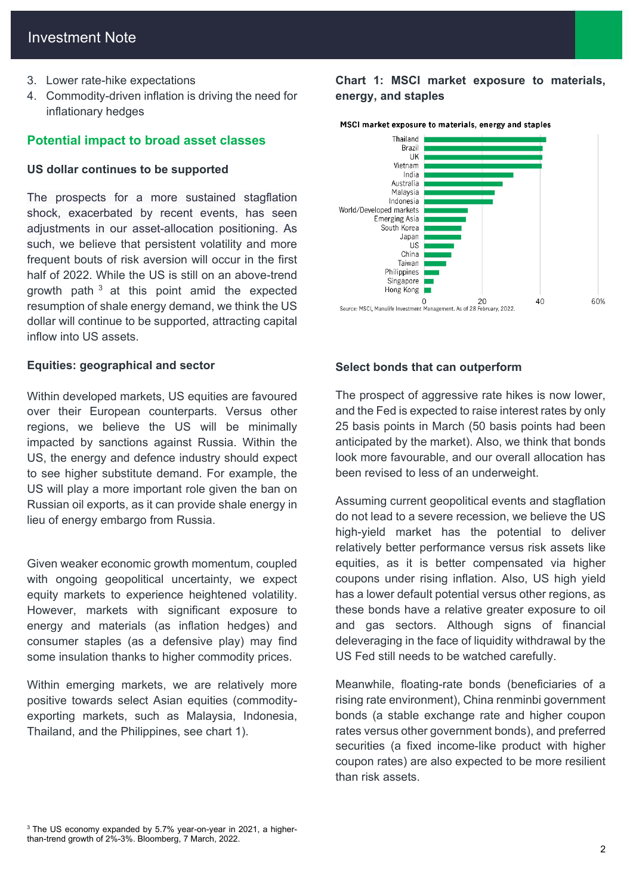3. Lower rate-hike expectations
4. Commodity-driven inflation is driving the need for inflationary hedges

## Potential impact to broad asset classes

### US dollar continues to be supported

The prospects for a more sustained stagflation shock, exacerbated by recent events, has seen adjustments in our asset-allocation positioning. As such, we believe that persistent volatility and more frequent bouts of risk aversion will occur in the first half of 2022. While the US is still on an above-trend growth path [3] at this point amid the expected resumption of shale energy demand, we think the US dollar will continue to be supported, attracting capital inflow into US assets.

### Equities: geographical and sector

Within developed markets, US equities are favoured over their European counterparts. Versus other regions, we believe the US will be minimally impacted by sanctions against Russia. Within the US, the energy and defence industry should expect to see higher substitute demand. For example, the US will play a more important role given the ban on Russian oil exports, as it can provide shale energy in lieu of energy embargo from Russia.

Given weaker economic growth momentum, coupled with ongoing geopolitical uncertainty, we expect equity markets to experience heightened volatility. However, markets with significant exposure to energy and materials (as inflation hedges) and consumer staples (as a defensive play) may find some insulation thanks to higher commodity prices.

Within emerging markets, we are relatively more positive towards select Asian equities (commodity-exporting markets, such as Malaysia, Indonesia, Thailand, and the Philippines, see chart 1).

**Chart 1: MSCI market exposure to materials, energy, and staples**

MSCI market exposure to materials, energy and staples

Thailand, Brazil, UK, Vietnam, India, Australia, Malaysia, Indonesia, World/Developed markets, Emerging Asia, South Korea, Japan, US, China, Taiwan, Philippines, Singapore, Hong Kong

Axis: 0, 20, 40, 60%

Source: MSCI, Manulife Investment Management. As of 28 February, 2022.

### Select bonds that can outperform

The prospect of aggressive rate hikes is now lower, and the Fed is expected to raise interest rates by only 25 basis points in March (50 basis points had been anticipated by the market). Also, we think that bonds look more favourable, and our overall allocation has been revised to less of an underweight.

Assuming current geopolitical events and stagflation do not lead to a severe recession, we believe the US high-yield market has the potential to deliver relatively better performance versus risk assets like equities, as it is better compensated via higher coupons under rising inflation. Also, US high yield has a lower default potential versus other regions, as these bonds have a relative greater exposure to oil and gas sectors. Although signs of financial deleveraging in the face of liquidity withdrawal by the US Fed still needs to be watched carefully.

Meanwhile, floating-rate bonds (beneficiaries of a rising rate environment), China renminbi government bonds (a stable exchange rate and higher coupon rates versus other government bonds), and preferred securities (a fixed income-like product with higher coupon rates) are also expected to be more resilient than risk assets.

[3] The US economy expanded by 5.7% year-on-year in 2021, a higher-than-trend growth of 2%-3%. Bloomberg, 7 March, 2022.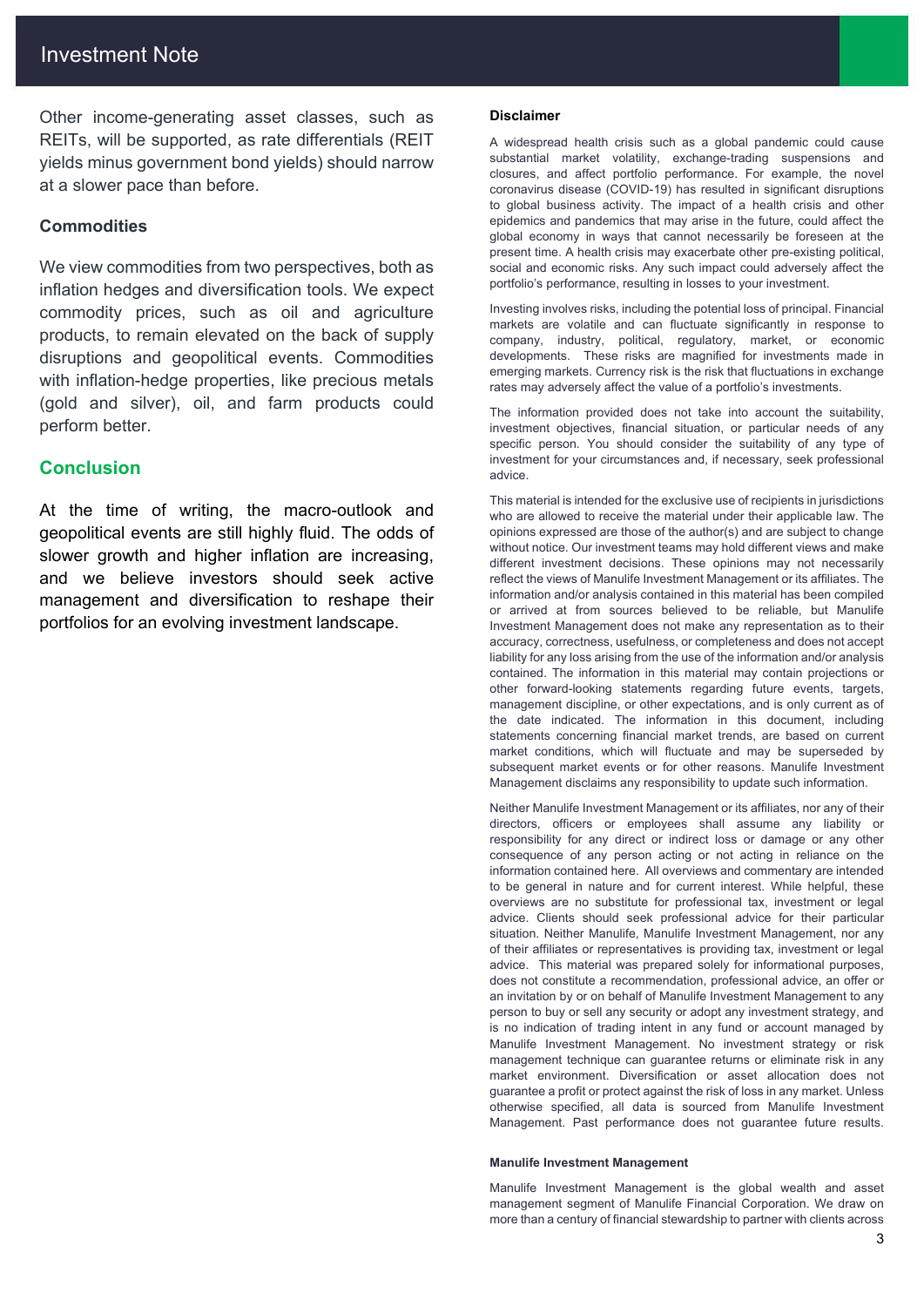Other income-generating asset classes, such as REITs, will be supported, as rate differentials (REIT yields minus government bond yields) should narrow at a slower pace than before.

### Commodities

We view commodities from two perspectives, both as inflation hedges and diversification tools. We expect commodity prices, such as oil and agriculture products, to remain elevated on the back of supply disruptions and geopolitical events. Commodities with inflation-hedge properties, like precious metals (gold and silver), oil, and farm products could perform better.

## Conclusion

At the time of writing, the macro-outlook and geopolitical events are still highly fluid. The odds of slower growth and higher inflation are increasing, and we believe investors should seek active management and diversification to reshape their portfolios for an evolving investment landscape.

#### Disclaimer

A widespread health crisis such as a global pandemic could cause substantial market volatility, exchange-trading suspensions and closures, and affect portfolio performance. For example, the novel coronavirus disease (COVID-19) has resulted in significant disruptions to global business activity. The impact of a health crisis and other epidemics and pandemics that may arise in the future, could affect the global economy in ways that cannot necessarily be foreseen at the present time. A health crisis may exacerbate other pre-existing political, social and economic risks. Any such impact could adversely affect the portfolio's performance, resulting in losses to your investment.

Investing involves risks, including the potential loss of principal. Financial markets are volatile and can fluctuate significantly in response to company, industry, political, regulatory, market, or economic developments. These risks are magnified for investments made in emerging markets. Currency risk is the risk that fluctuations in exchange rates may adversely affect the value of a portfolio's investments.

The information provided does not take into account the suitability, investment objectives, financial situation, or particular needs of any specific person. You should consider the suitability of any type of investment for your circumstances and, if necessary, seek professional advice.

This material is intended for the exclusive use of recipients in jurisdictions who are allowed to receive the material under their applicable law. The opinions expressed are those of the author(s) and are subject to change without notice. Our investment teams may hold different views and make different investment decisions. These opinions may not necessarily reflect the views of Manulife Investment Management or its affiliates. The information and/or analysis contained in this material has been compiled or arrived at from sources believed to be reliable, but Manulife Investment Management does not make any representation as to their accuracy, correctness, usefulness, or completeness and does not accept liability for any loss arising from the use of the information and/or analysis contained. The information in this material may contain projections or other forward-looking statements regarding future events, targets, management discipline, or other expectations, and is only current as of the date indicated. The information in this document, including statements concerning financial market trends, are based on current market conditions, which will fluctuate and may be superseded by subsequent market events or for other reasons. Manulife Investment Management disclaims any responsibility to update such information.

Neither Manulife Investment Management or its affiliates, nor any of their directors, officers or employees shall assume any liability or responsibility for any direct or indirect loss or damage or any other consequence of any person acting or not acting in reliance on the information contained here. All overviews and commentary are intended to be general in nature and for current interest. While helpful, these overviews are no substitute for professional tax, investment or legal advice. Clients should seek professional advice for their particular situation. Neither Manulife, Manulife Investment Management, nor any of their affiliates or representatives is providing tax, investment or legal advice. This material was prepared solely for informational purposes, does not constitute a recommendation, professional advice, an offer or an invitation by or on behalf of Manulife Investment Management to any person to buy or sell any security or adopt any investment strategy, and is no indication of trading intent in any fund or account managed by Manulife Investment Management. No investment strategy or risk management technique can guarantee returns or eliminate risk in any market environment. Diversification or asset allocation does not guarantee a profit or protect against the risk of loss in any market. Unless otherwise specified, all data is sourced from Manulife Investment Management. Past performance does not guarantee future results.

#### Manulife Investment Management

Manulife Investment Management is the global wealth and asset management segment of Manulife Financial Corporation. We draw on more than a century of financial stewardship to partner with clients across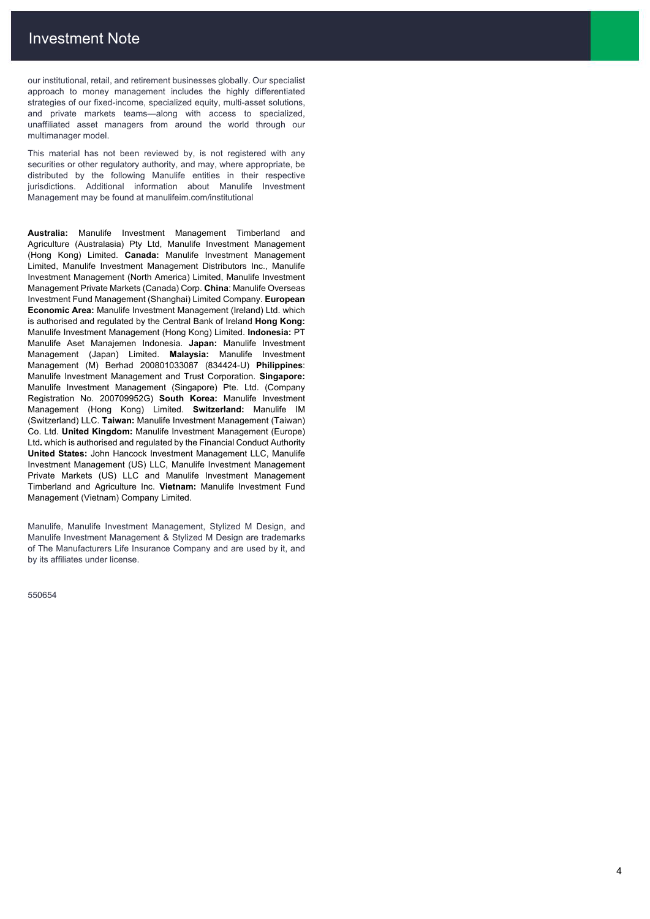our institutional, retail, and retirement businesses globally. Our specialist approach to money management includes the highly differentiated strategies of our fixed-income, specialized equity, multi-asset solutions, and private markets teams—along with access to specialized, unaffiliated asset managers from around the world through our multimanager model.

This material has not been reviewed by, is not registered with any securities or other regulatory authority, and may, where appropriate, be distributed by the following Manulife entities in their respective jurisdictions. Additional information about Manulife Investment Management may be found at manulifeim.com/institutional

**Australia:** Manulife Investment Management Timberland and Agriculture (Australasia) Pty Ltd, Manulife Investment Management (Hong Kong) Limited. **Canada:** Manulife Investment Management Limited, Manulife Investment Management Distributors Inc., Manulife Investment Management (North America) Limited, Manulife Investment Management Private Markets (Canada) Corp. **China**: Manulife Overseas Investment Fund Management (Shanghai) Limited Company. **European Economic Area:** Manulife Investment Management (Ireland) Ltd. which is authorised and regulated by the Central Bank of Ireland **Hong Kong:** Manulife Investment Management (Hong Kong) Limited. **Indonesia:** PT Manulife Aset Manajemen Indonesia. **Japan:** Manulife Investment Management (Japan) Limited. **Malaysia:** Manulife Investment Management (M) Berhad 200801033087 (834424-U) **Philippines**: Manulife Investment Management and Trust Corporation. **Singapore:** Manulife Investment Management (Singapore) Pte. Ltd. (Company Registration No. 200709952G) **South Korea:** Manulife Investment Management (Hong Kong) Limited. **Switzerland:** Manulife IM (Switzerland) LLC. **Taiwan:** Manulife Investment Management (Taiwan) Co. Ltd. **United Kingdom:** Manulife Investment Management (Europe) Ltd**.** which is authorised and regulated by the Financial Conduct Authority **United States:** John Hancock Investment Management LLC, Manulife Investment Management (US) LLC, Manulife Investment Management Private Markets (US) LLC and Manulife Investment Management Timberland and Agriculture Inc. **Vietnam:** Manulife Investment Fund Management (Vietnam) Company Limited.

Manulife, Manulife Investment Management, Stylized M Design, and Manulife Investment Management & Stylized M Design are trademarks of The Manufacturers Life Insurance Company and are used by it, and by its affiliates under license.

550654